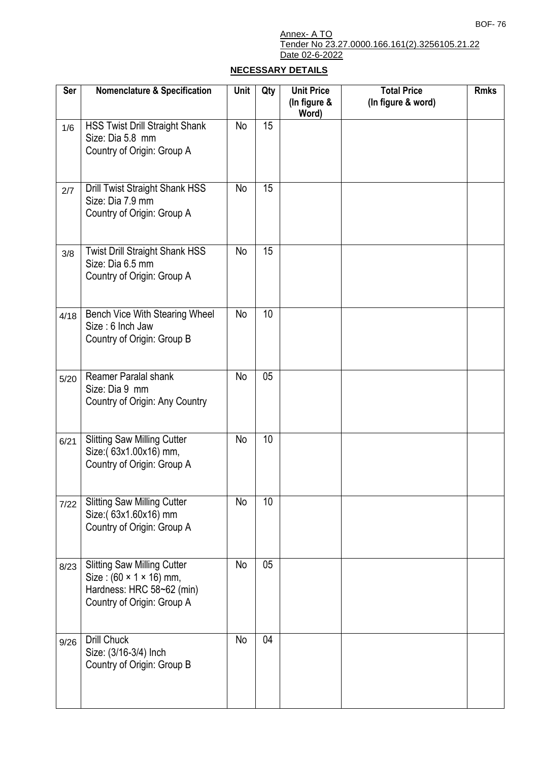Annex- A TO
Tender No 23.27.0000.166.161(2).3256105.21.22
Date 02-6-2022

**NECESSARY DETAILS**

| Ser | Nomenclature & Specification | Unit | Qty | Unit Price (In figure & Word) | Total Price (In figure & word) | Rmks |
|---|---|---|---|---|---|---|
| 1/6 | HSS Twist Drill Straight Shank<br>Size: Dia 5.8 mm<br>Country of Origin: Group A | No | 15 | | | |
| 2/7 | Drill Twist Straight Shank HSS<br>Size: Dia 7.9 mm<br>Country of Origin: Group A | No | 15 | | | |
| 3/8 | Twist Drill Straight Shank HSS<br>Size: Dia 6.5 mm<br>Country of Origin: Group A | No | 15 | | | |
| 4/18 | Bench Vice With Stearing Wheel<br>Size : 6 Inch Jaw<br>Country of Origin: Group B | No | 10 | | | |
| 5/20 | Reamer Paralal shank<br>Size: Dia 9 mm<br>Country of Origin: Any Country | No | 05 | | | |
| 6/21 | Slitting Saw Milling Cutter<br>Size:( 63x1.00x16) mm,<br>Country of Origin: Group A | No | 10 | | | |
| 7/22 | Slitting Saw Milling Cutter<br>Size:( 63x1.60x16) mm<br>Country of Origin: Group A | No | 10 | | | |
| 8/23 | Slitting Saw Milling Cutter<br>Size : (60 × 1 × 16) mm,<br>Hardness: HRC 58~62 (min)<br>Country of Origin: Group A | No | 05 | | | |
| 9/26 | Drill Chuck<br>Size: (3/16-3/4) Inch<br>Country of Origin: Group B | No | 04 | | | |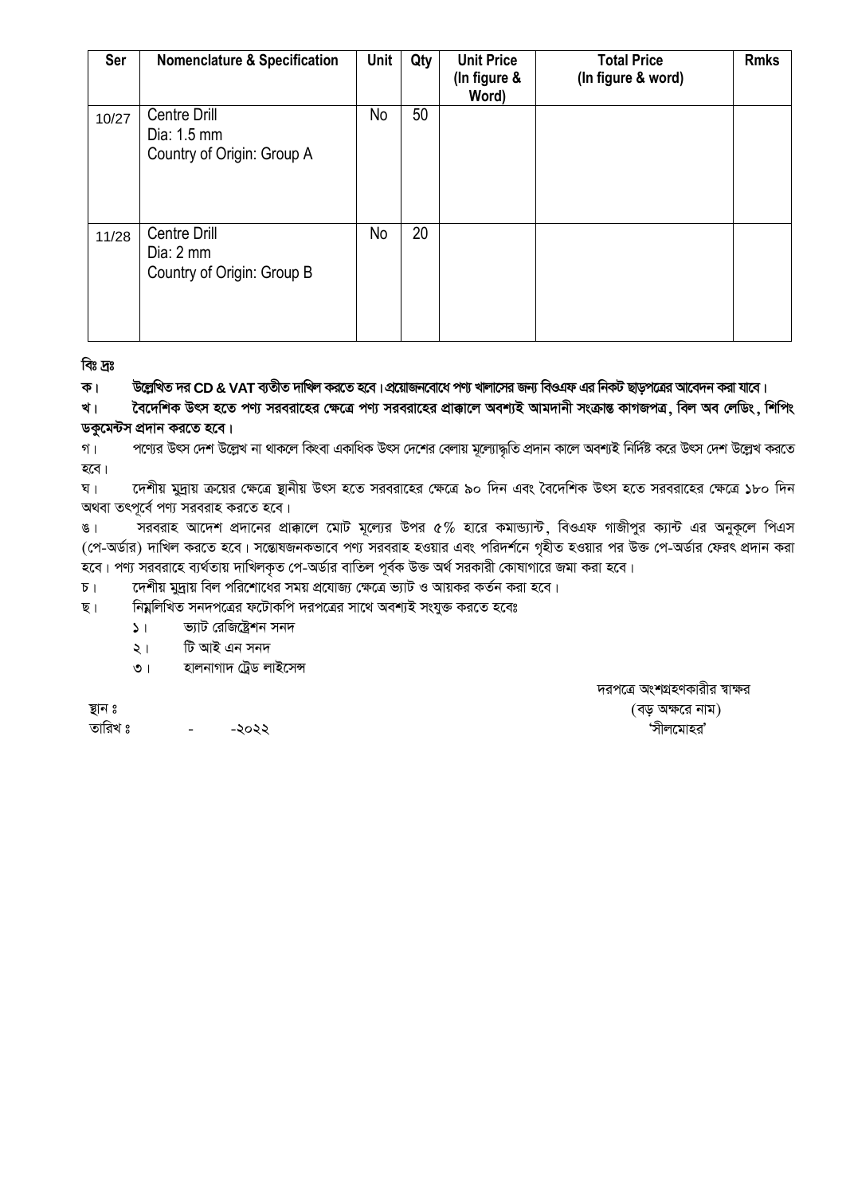| Ser | Nomenclature & Specification | Unit | Qty | Unit Price (In figure & Word) | Total Price (In figure & word) | Rmks |
|---|---|---|---|---|---|---|
| 10/27 | Centre Drill<br>Dia: 1.5 mm<br>Country of Origin: Group A | No | 50 | | | |
| 11/28 | Centre Drill<br>Dia: 2 mm<br>Country of Origin: Group B | No | 20 | | | |

**বিঃ দ্রঃ**

**ক। উল্লেখিত দর CD & VAT ব্যতীত দাখিল করতে হবে। প্রয়োজনবোধে পণ্য খালাসের জন্য বিওএফ এর নিকট ছাড়পত্রের আবেদন করা যাবে।**

**খ। বৈদেশিক উৎস হতে পণ্য সরবরাহের ক্ষেত্রে পণ্য সরবরাহের প্রাক্কালে অবশ্যই আমদানী সংক্রান্ত কাগজপত্র, বিল অব লেডিং, শিপিং ডকুমেন্টস প্রদান করতে হবে।**

গ। পণ্যের উৎস দেশ উল্লেখ না থাকলে কিংবা একাধিক উৎস দেশের বেলায় মূল্যোদ্ধৃতি প্রদান কালে অবশ্যই নির্দিষ্ট করে উৎস দেশ উল্লেখ করতে হবে।

ঘ। দেশীয় মুদ্রায় ক্রয়ের ক্ষেত্রে স্থানীয় উৎস হতে সরবরাহের ক্ষেত্রে ৯০ দিন এবং বৈদেশিক উৎস হতে সরবরাহের ক্ষেত্রে ১৮০ দিন অথবা তৎপূর্বে পণ্য সরবরাহ করতে হবে।

ঙ। সরবরাহ আদেশ প্রদানের প্রাক্কালে মোট মূল্যের উপর ৫% হারে কমান্ড্যান্ট, বিওএফ গাজীপুর ক্যান্ট এর অনুকূলে পিএস (পে-অর্ডার) দাখিল করতে হবে। সন্তোষজনকভাবে পণ্য সরবরাহ হওয়ার এবং পরিদর্শনে গৃহীত হওয়ার পর উক্ত পে-অর্ডার ফেরৎ প্রদান করা হবে। পণ্য সরবরাহে ব্যর্থতায় দাখিলকৃত পে-অর্ডার বাতিল পূর্বক উক্ত অর্থ সরকারী কোষাগারে জমা করা হবে।

চ। দেশীয় মুদ্রায় বিল পরিশোধের সময় প্রযোজ্য ক্ষেত্রে ভ্যাট ও আয়কর কর্তন করা হবে।

ছ। নিম্নলিখিত সনদপত্রের ফটোকপি দরপত্রের সাথে অবশ্যই সংযুক্ত করতে হবেঃ

১। ভ্যাট রেজিষ্ট্রেশন সনদ

২। টি আই এন সনদ

৩। হালনাগাদ ট্রেড লাইসেন্স

দরপত্রে অংশগ্রহণকারীর স্বাক্ষর
(বড় অক্ষরে নাম)
'সীলমোহর'

স্থান ঃ

তারিখ ঃ - -২০২২